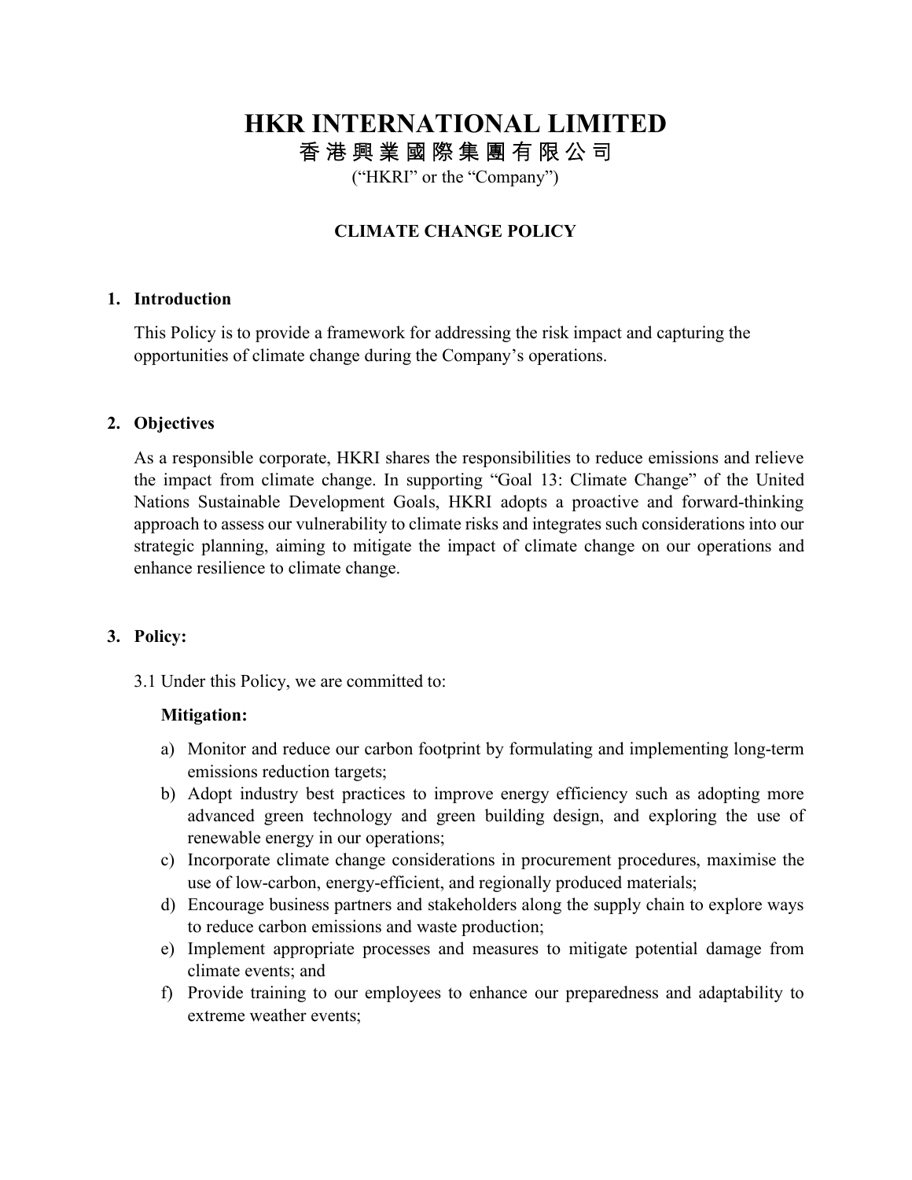# HKR INTERNATIONAL LIMITED

## 香 港 興 業 國 際 集 團 有 限 公 司

("HKRI" or the "Company")

### CLIMATE CHANGE POLICY

**1. Introduction**

This Policy is to provide a framework for addressing the risk impact and capturing the opportunities of climate change during the Company's operations.

**2. Objectives**

As a responsible corporate, HKRI shares the responsibilities to reduce emissions and relieve the impact from climate change. In supporting "Goal 13: Climate Change" of the United Nations Sustainable Development Goals, HKRI adopts a proactive and forward-thinking approach to assess our vulnerability to climate risks and integrates such considerations into our strategic planning, aiming to mitigate the impact of climate change on our operations and enhance resilience to climate change.

**3. Policy:**

3.1 Under this Policy, we are committed to:

**Mitigation:**

a) Monitor and reduce our carbon footprint by formulating and implementing long-term emissions reduction targets;
b) Adopt industry best practices to improve energy efficiency such as adopting more advanced green technology and green building design, and exploring the use of renewable energy in our operations;
c) Incorporate climate change considerations in procurement procedures, maximise the use of low-carbon, energy-efficient, and regionally produced materials;
d) Encourage business partners and stakeholders along the supply chain to explore ways to reduce carbon emissions and waste production;
e) Implement appropriate processes and measures to mitigate potential damage from climate events; and
f) Provide training to our employees to enhance our preparedness and adaptability to extreme weather events;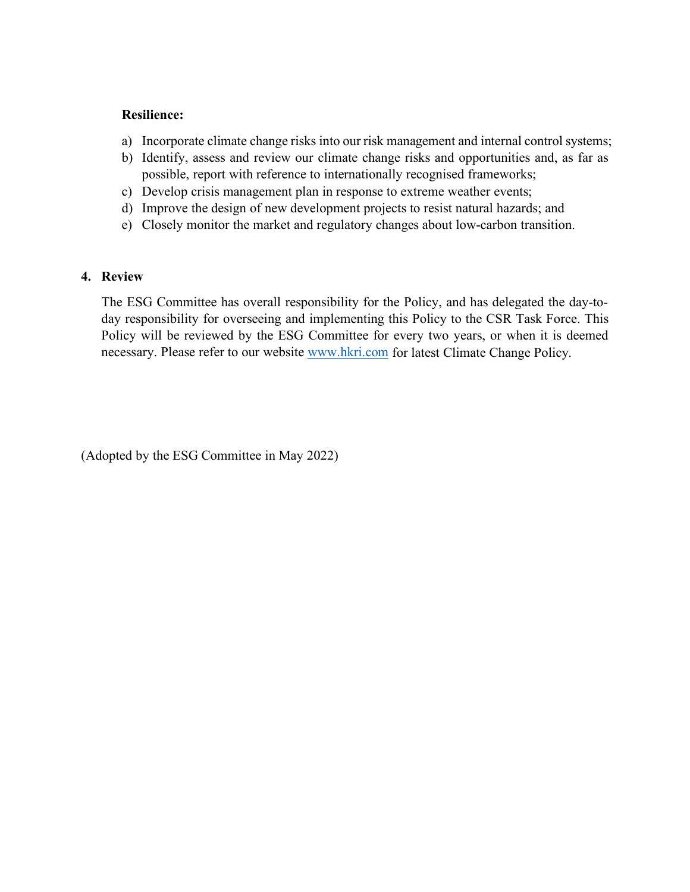**Resilience:**

a) Incorporate climate change risks into our risk management and internal control systems;
b) Identify, assess and review our climate change risks and opportunities and, as far as possible, report with reference to internationally recognised frameworks;
c) Develop crisis management plan in response to extreme weather events;
d) Improve the design of new development projects to resist natural hazards; and
e) Closely monitor the market and regulatory changes about low-carbon transition.

## 4. Review

The ESG Committee has overall responsibility for the Policy, and has delegated the day-to-day responsibility for overseeing and implementing this Policy to the CSR Task Force. This Policy will be reviewed by the ESG Committee for every two years, or when it is deemed necessary. Please refer to our website [www.hkri.com](http://www.hkri.com) for latest Climate Change Policy.

(Adopted by the ESG Committee in May 2022)